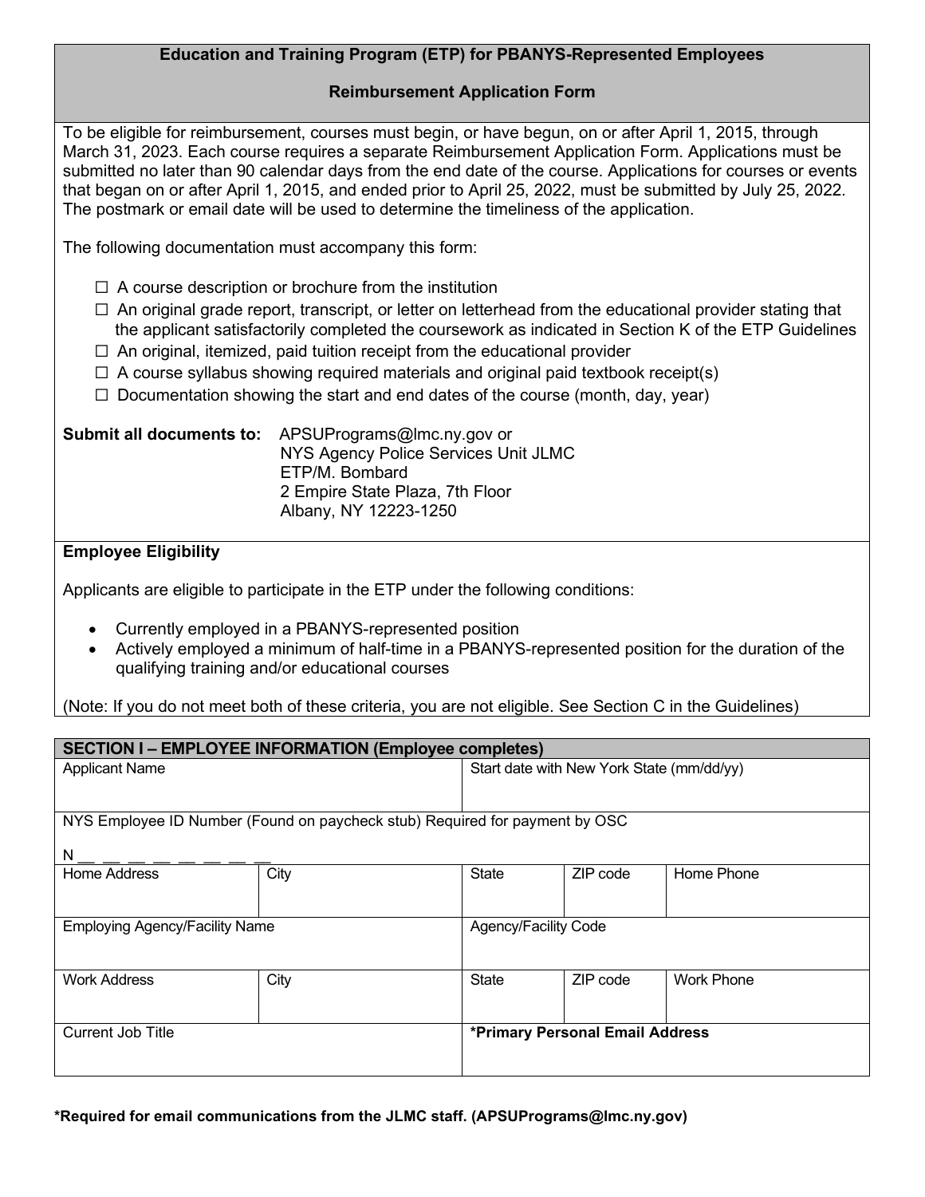# Education and Training Program (ETP) for PBANYS-Represented Employees

## Reimbursement Application Form

To be eligible for reimbursement, courses must begin, or have begun, on or after April 1, 2015, through March 31, 2023. Each course requires a separate Reimbursement Application Form. Applications must be submitted no later than 90 calendar days from the end date of the course. Applications for courses or events that began on or after April 1, 2015, and ended prior to April 25, 2022, must be submitted by July 25, 2022. The postmark or email date will be used to determine the timeliness of the application.

The following documentation must accompany this form:

- ☐ A course description or brochure from the institution
- ☐ An original grade report, transcript, or letter on letterhead from the educational provider stating that the applicant satisfactorily completed the coursework as indicated in Section K of the ETP Guidelines
- ☐ An original, itemized, paid tuition receipt from the educational provider
- ☐ A course syllabus showing required materials and original paid textbook receipt(s)
- ☐ Documentation showing the start and end dates of the course (month, day, year)

**Submit all documents to:** APSUPrograms@lmc.ny.gov or
NYS Agency Police Services Unit JLMC
ETP/M. Bombard
2 Empire State Plaza, 7th Floor
Albany, NY 12223-1250

**Employee Eligibility**

Applicants are eligible to participate in the ETP under the following conditions:

- Currently employed in a PBANYS-represented position
- Actively employed a minimum of half-time in a PBANYS-represented position for the duration of the qualifying training and/or educational courses

(Note: If you do not meet both of these criteria, you are not eligible. See Section C in the Guidelines)

**SECTION I – EMPLOYEE INFORMATION (Employee completes)**

| Applicant Name | | Start date with New York State (mm/dd/yy) | | |
|---|---|---|---|---|
| NYS Employee ID Number (Found on paycheck stub) Required for payment by OSC<br>N __ __ __ __ __ __ __ __ | | | | |
| Home Address | City | State | ZIP code | Home Phone |
| Employing Agency/Facility Name | | Agency/Facility Code | | |
| Work Address | City | State | ZIP code | Work Phone |
| Current Job Title | | **\*Primary Personal Email Address** | | |

**\*Required for email communications from the JLMC staff. (APSUPrograms@lmc.ny.gov)**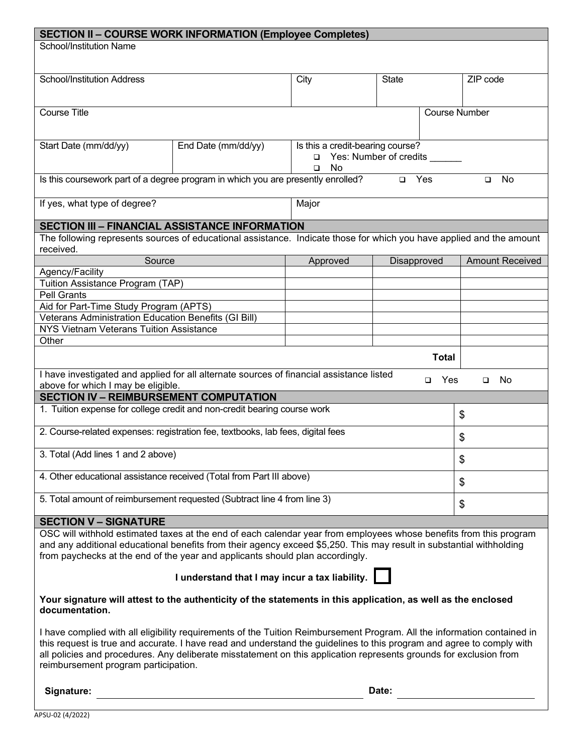## SECTION II – COURSE WORK INFORMATION (Employee Completes)

| | | | | |
|---|---|---|---|---|
| School/Institution Name | | | | |
| School/Institution Address | | City | State | ZIP code |
| Course Title | | | | Course Number |
| Start Date (mm/dd/yy) | End Date (mm/dd/yy) | Is this a credit-bearing course? ❑ Yes: Number of credits ______ ❑ No | | |

Is this coursework part of a degree program in which you are presently enrolled? ❑ Yes ❑ No

| | |
|---|---|
| If yes, what type of degree? | Major |

## SECTION III – FINANCIAL ASSISTANCE INFORMATION

The following represents sources of educational assistance. Indicate those for which you have applied and the amount received.

| Source | Approved | Disapproved | Amount Received |
|---|---|---|---|
| Agency/Facility | | | |
| Tuition Assistance Program (TAP) | | | |
| Pell Grants | | | |
| Aid for Part-Time Study Program (APTS) | | | |
| Veterans Administration Education Benefits (GI Bill) | | | |
| NYS Vietnam Veterans Tuition Assistance | | | |
| Other | | | |
| | | **Total** | |

I have investigated and applied for all alternate sources of financial assistance listed above for which I may be eligible. ❑ Yes ❑ No

## SECTION IV – REIMBURSEMENT COMPUTATION

| | |
|---|---|
| 1. Tuition expense for college credit and non-credit bearing course work | $ |
| 2. Course-related expenses: registration fee, textbooks, lab fees, digital fees | $ |
| 3. Total (Add lines 1 and 2 above) | $ |
| 4. Other educational assistance received (Total from Part III above) | $ |
| 5. Total amount of reimbursement requested (Subtract line 4 from line 3) | $ |

## SECTION V – SIGNATURE

OSC will withhold estimated taxes at the end of each calendar year from employees whose benefits from this program and any additional educational benefits from their agency exceed $5,250. This may result in substantial withholding from paychecks at the end of the year and applicants should plan accordingly.

**I understand that I may incur a tax liability.** ☐

**Your signature will attest to the authenticity of the statements in this application, as well as the enclosed documentation.**

I have complied with all eligibility requirements of the Tuition Reimbursement Program. All the information contained in this request is true and accurate. I have read and understand the guidelines to this program and agree to comply with all policies and procedures. Any deliberate misstatement on this application represents grounds for exclusion from reimbursement program participation.

**Signature:** ______________________________ **Date:** ____________________

APSU-02 (4/2022)